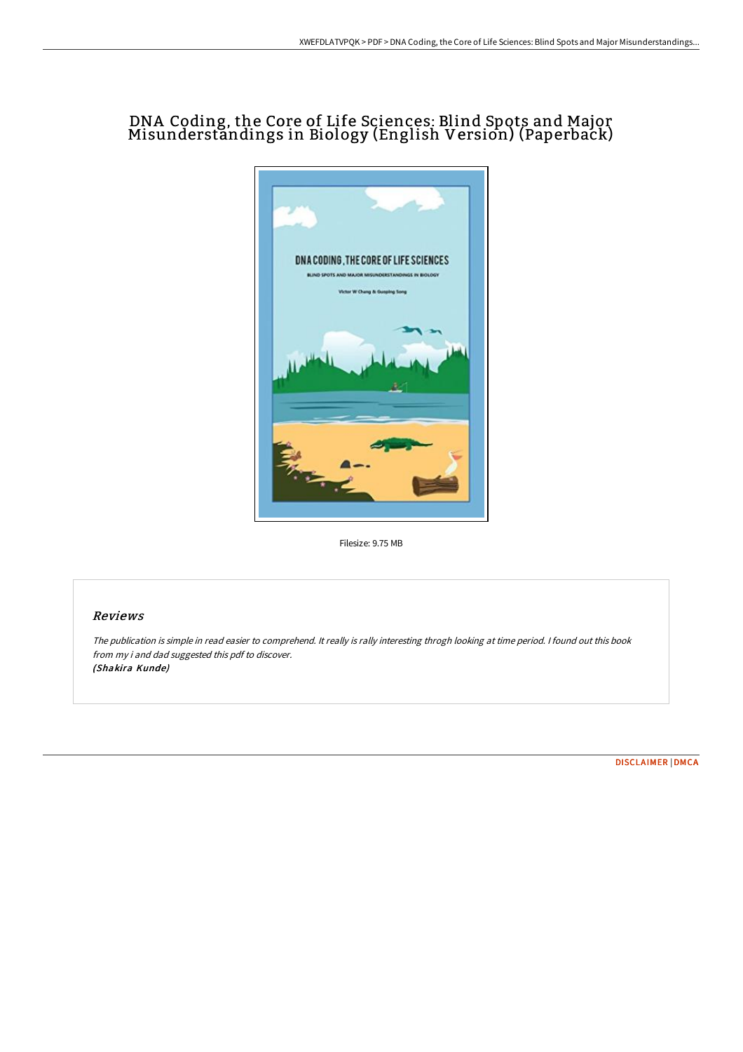# DNA Coding, the Core of Life Sciences: Blind Spots and Major Misunderstandings in Biology (English Version) (Paperback)

Filesize: 9.75 MB

## Reviews

*The publication is simple in read easier to comprehend. It really is rally interesting throgh looking at time period. I found out this book from my i and dad suggested this pdf to discover.*
*(Shakira Kunde)*

DISCLAIMER | DMCA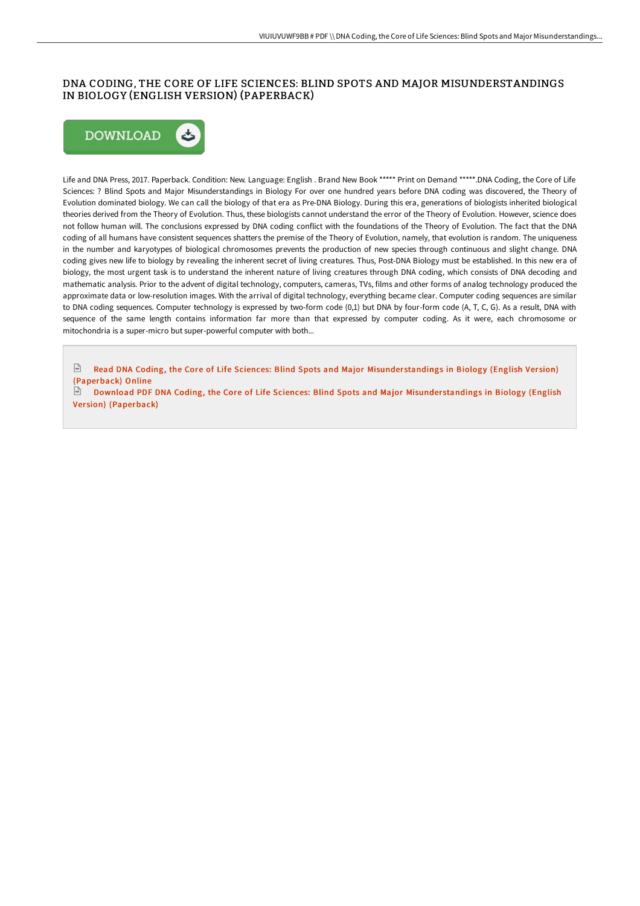## DNA CODING, THE CORE OF LIFE SCIENCES: BLIND SPOTS AND MAJOR MISUNDERSTANDINGS IN BIOLOGY (ENGLISH VERSION) (PAPERBACK)

DOWNLOAD

Life and DNA Press, 2017. Paperback. Condition: New. Language: English . Brand New Book ***** Print on Demand *****.DNA Coding, the Core of Life Sciences: ? Blind Spots and Major Misunderstandings in Biology For over one hundred years before DNA coding was discovered, the Theory of Evolution dominated biology. We can call the biology of that era as Pre-DNA Biology. During this era, generations of biologists inherited biological theories derived from the Theory of Evolution. Thus, these biologists cannot understand the error of the Theory of Evolution. However, science does not follow human will. The conclusions expressed by DNA coding conflict with the foundations of the Theory of Evolution. The fact that the DNA coding of all humans have consistent sequences shatters the premise of the Theory of Evolution, namely, that evolution is random. The uniqueness in the number and karyotypes of biological chromosomes prevents the production of new species through continuous and slight change. DNA coding gives new life to biology by revealing the inherent secret of living creatures. Thus, Post-DNA Biology must be established. In this new era of biology, the most urgent task is to understand the inherent nature of living creatures through DNA coding, which consists of DNA decoding and mathematic analysis. Prior to the advent of digital technology, computers, cameras, TVs, films and other forms of analog technology produced the approximate data or low-resolution images. With the arrival of digital technology, everything became clear. Computer coding sequences are similar to DNA coding sequences. Computer technology is expressed by two-form code (0,1) but DNA by four-form code (A, T, C, G). As a result, DNA with sequence of the same length contains information far more than that expressed by computer coding. As it were, each chromosome or mitochondria is a super-micro but super-powerful computer with both...

Read DNA Coding, the Core of Life Sciences: Blind Spots and Major Misunderstandings in Biology (English Version) (Paperback) Online

Download PDF DNA Coding, the Core of Life Sciences: Blind Spots and Major Misunderstandings in Biology (English Version) (Paperback)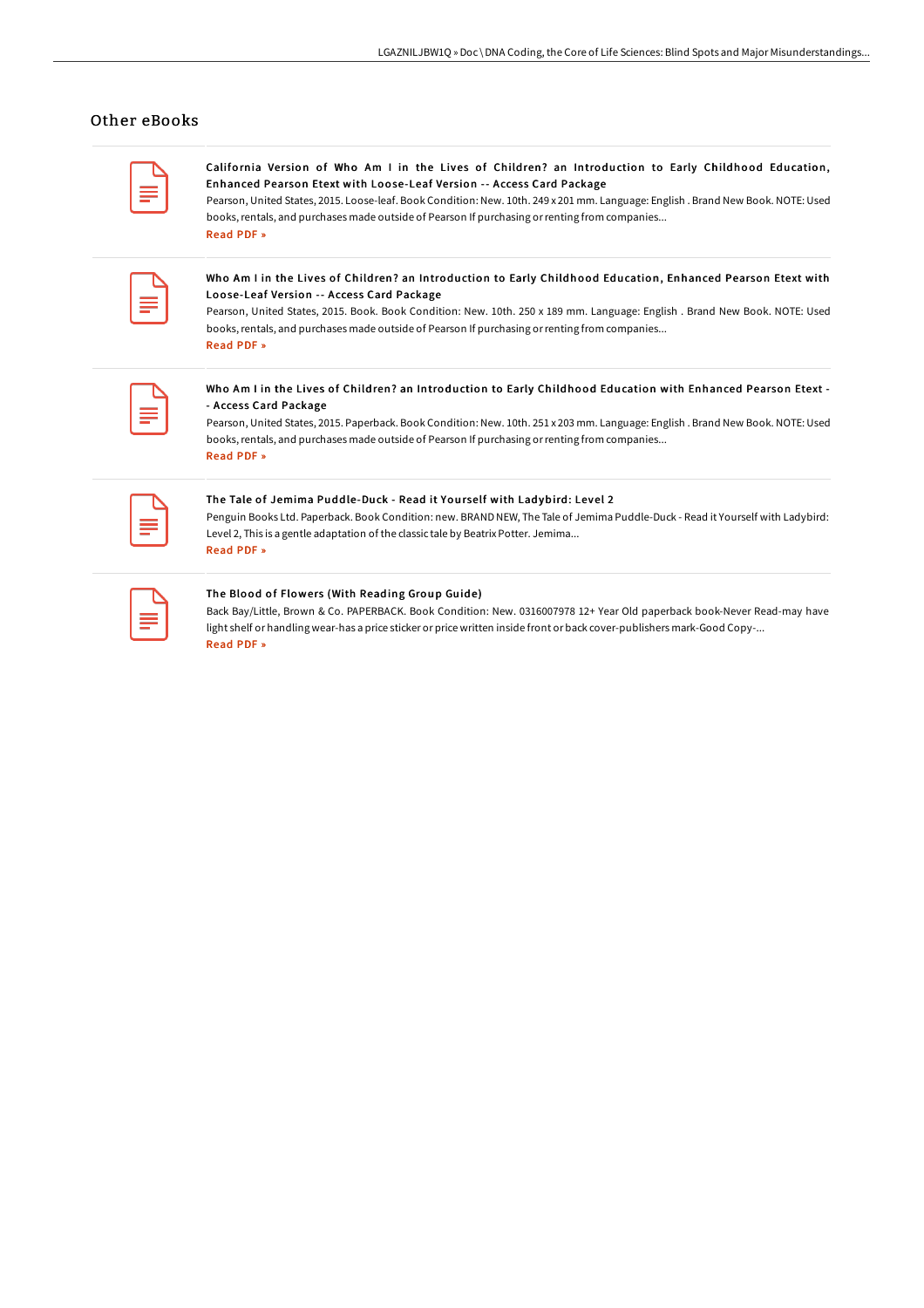## Other eBooks

**California Version of Who Am I in the Lives of Children? an Introduction to Early Childhood Education, Enhanced Pearson Etext with Loose-Leaf Version -- Access Card Package**

Pearson, United States, 2015. Loose-leaf. Book Condition: New. 10th. 249 x 201 mm. Language: English . Brand New Book. NOTE: Used books, rentals, and purchases made outside of Pearson If purchasing or renting from companies...

Read PDF »

**Who Am I in the Lives of Children? an Introduction to Early Childhood Education, Enhanced Pearson Etext with Loose-Leaf Version -- Access Card Package**

Pearson, United States, 2015. Book. Book Condition: New. 10th. 250 x 189 mm. Language: English . Brand New Book. NOTE: Used books, rentals, and purchases made outside of Pearson If purchasing or renting from companies...

Read PDF »

**Who Am I in the Lives of Children? an Introduction to Early Childhood Education with Enhanced Pearson Etext -- Access Card Package**

Pearson, United States, 2015. Paperback. Book Condition: New. 10th. 251 x 203 mm. Language: English . Brand New Book. NOTE: Used books, rentals, and purchases made outside of Pearson If purchasing or renting from companies...

Read PDF »

**The Tale of Jemima Puddle-Duck - Read it Yourself with Ladybird: Level 2**

Penguin Books Ltd. Paperback. Book Condition: new. BRAND NEW, The Tale of Jemima Puddle-Duck - Read it Yourself with Ladybird: Level 2, This is a gentle adaptation of the classic tale by Beatrix Potter. Jemima...

Read PDF »

**The Blood of Flowers (With Reading Group Guide)**

Back Bay/Little, Brown & Co. PAPERBACK. Book Condition: New. 0316007978 12+ Year Old paperback book-Never Read-may have light shelf or handling wear-has a price sticker or price written inside front or back cover-publishers mark-Good Copy-...

Read PDF »